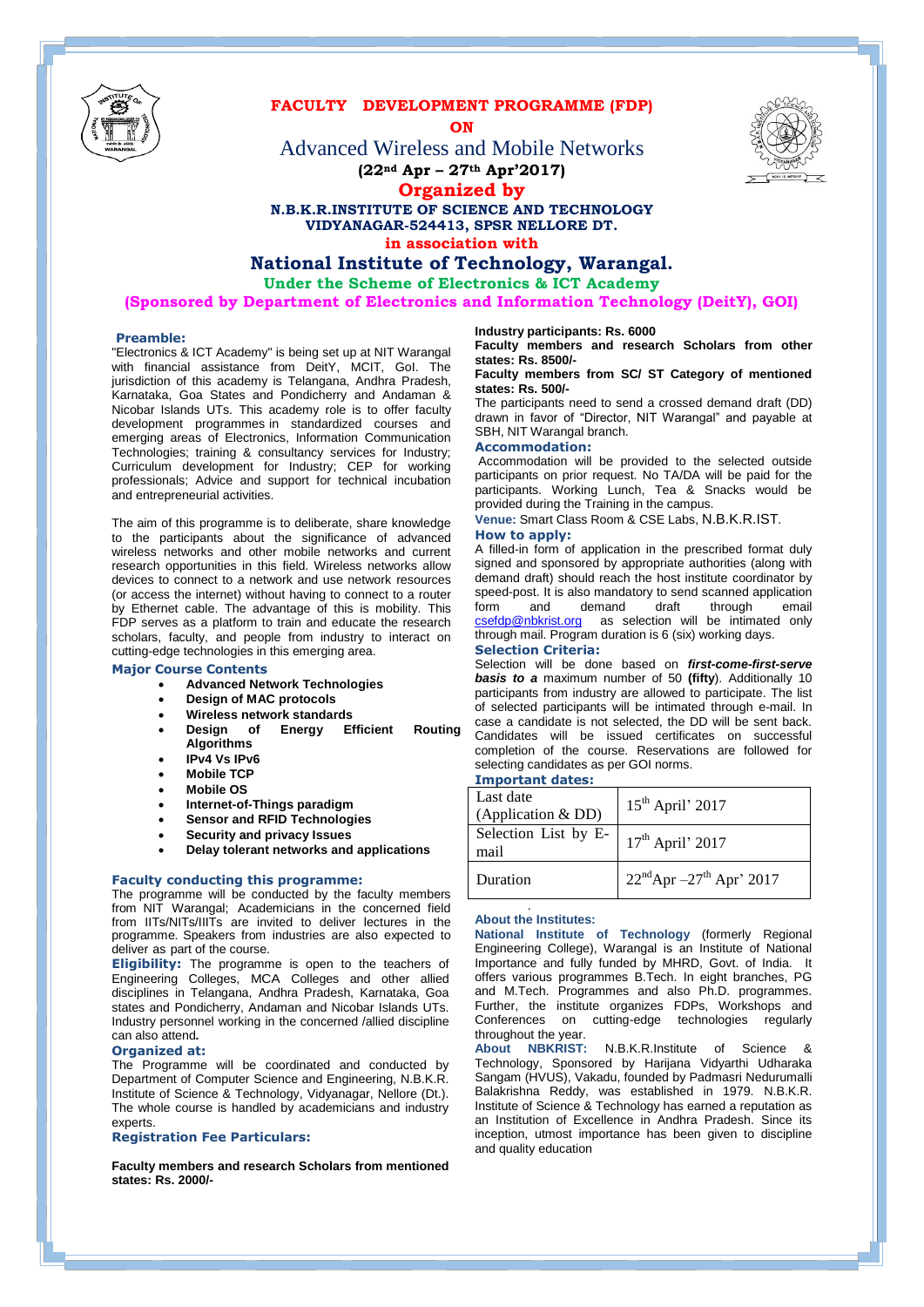# FACULTY DEVELOPMENT PROGRAMME (FDP)

**ON**

## Advanced Wireless and Mobile Networks

**(22nd Apr – 27th Apr'2017)**

**Organized by**

**N.B.K.R.INSTITUTE OF SCIENCE AND TECHNOLOGY**
**VIDYANAGAR-524413, SPSR NELLORE DT.**

**in association with**

## National Institute of Technology, Warangal.

**Under the Scheme of Electronics & ICT Academy**

**(Sponsored by Department of Electronics and Information Technology (DeitY), GOI)**

### Preamble:

"Electronics & ICT Academy" is being set up at NIT Warangal with financial assistance from DeitY, MCIT, GoI. The jurisdiction of this academy is Telangana, Andhra Pradesh, Karnataka, Goa States and Pondicherry and Andaman & Nicobar Islands UTs. This academy role is to offer faculty development programmes in standardized courses and emerging areas of Electronics, Information Communication Technologies; training & consultancy services for Industry; Curriculum development for Industry; CEP for working professionals; Advice and support for technical incubation and entrepreneurial activities.

The aim of this programme is to deliberate, share knowledge to the participants about the significance of advanced wireless networks and other mobile networks and current research opportunities in this field. Wireless networks allow devices to connect to a network and use network resources (or access the internet) without having to connect to a router by Ethernet cable. The advantage of this is mobility. This FDP serves as a platform to train and educate the research scholars, faculty, and people from industry to interact on cutting-edge technologies in this emerging area.

### Major Course Contents

- **Advanced Network Technologies**
- **Design of MAC protocols**
- **Wireless network standards**
- **Design of Energy Efficient Routing Algorithms**
- **IPv4 Vs IPv6**
- **Mobile TCP**
- **Mobile OS**
- **Internet-of-Things paradigm**
- **Sensor and RFID Technologies**
- **Security and privacy Issues**
- **Delay tolerant networks and applications**

### Faculty conducting this programme:

The programme will be conducted by the faculty members from NIT Warangal; Academicians in the concerned field from IITs/NITs/IIITs are invited to deliver lectures in the programme. Speakers from industries are also expected to deliver as part of the course.

**Eligibility:** The programme is open to the teachers of Engineering Colleges, MCA Colleges and other allied disciplines in Telangana, Andhra Pradesh, Karnataka, Goa states and Pondicherry, Andaman and Nicobar Islands UTs. Industry personnel working in the concerned /allied discipline can also attend**.**

### Organized at:

The Programme will be coordinated and conducted by Department of Computer Science and Engineering, N.B.K.R. Institute of Science & Technology, Vidyanagar, Nellore (Dt.). The whole course is handled by academicians and industry experts.

### Registration Fee Particulars:

**Faculty members and research Scholars from mentioned states: Rs. 2000/-**

**Industry participants: Rs. 6000**

**Faculty members and research Scholars from other states: Rs. 8500/-**

**Faculty members from SC/ ST Category of mentioned states: Rs. 500/-**

The participants need to send a crossed demand draft (DD) drawn in favor of "Director, NIT Warangal" and payable at SBH, NIT Warangal branch.

### Accommodation:

Accommodation will be provided to the selected outside participants on prior request. No TA/DA will be paid for the participants. Working Lunch, Tea & Snacks would be provided during the Training in the campus.

**Venue:** Smart Class Room & CSE Labs, N.B.K.R.IST.

### How to apply:

A filled-in form of application in the prescribed format duly signed and sponsored by appropriate authorities (along with demand draft) should reach the host institute coordinator by speed-post. It is also mandatory to send scanned application form and demand draft through email csefdp@nbkrist.org as selection will be intimated only through mail. Program duration is 6 (six) working days.

### Selection Criteria:

Selection will be done based on ***first-come-first-serve basis to a*** maximum number of 50 **(fifty**). Additionally 10 participants from industry are allowed to participate. The list of selected participants will be intimated through e-mail. In case a candidate is not selected, the DD will be sent back. Candidates will be issued certificates on successful completion of the course. Reservations are followed for selecting candidates as per GOI norms.

### Important dates:

| | |
|---|---|
| Last date (Application & DD) | 15th April' 2017 |
| Selection List by E-mail | 17th April' 2017 |
| Duration | 22nd Apr –27th Apr' 2017 |

### About the Institutes:

**National Institute of Technology** (formerly Regional Engineering College), Warangal is an Institute of National Importance and fully funded by MHRD, Govt. of India. It offers various programmes B.Tech. In eight branches, PG and M.Tech. Programmes and also Ph.D. programmes. Further, the institute organizes FDPs, Workshops and Conferences on cutting-edge technologies regularly throughout the year.

**About NBKRIST:** N.B.K.R.Institute of Science & Technology, Sponsored by Harijana Vidyarthi Udharaka Sangam (HVUS), Vakadu, founded by Padmasri Nedurumalli Balakrishna Reddy, was established in 1979. N.B.K.R. Institute of Science & Technology has earned a reputation as an Institution of Excellence in Andhra Pradesh. Since its inception, utmost importance has been given to discipline and quality education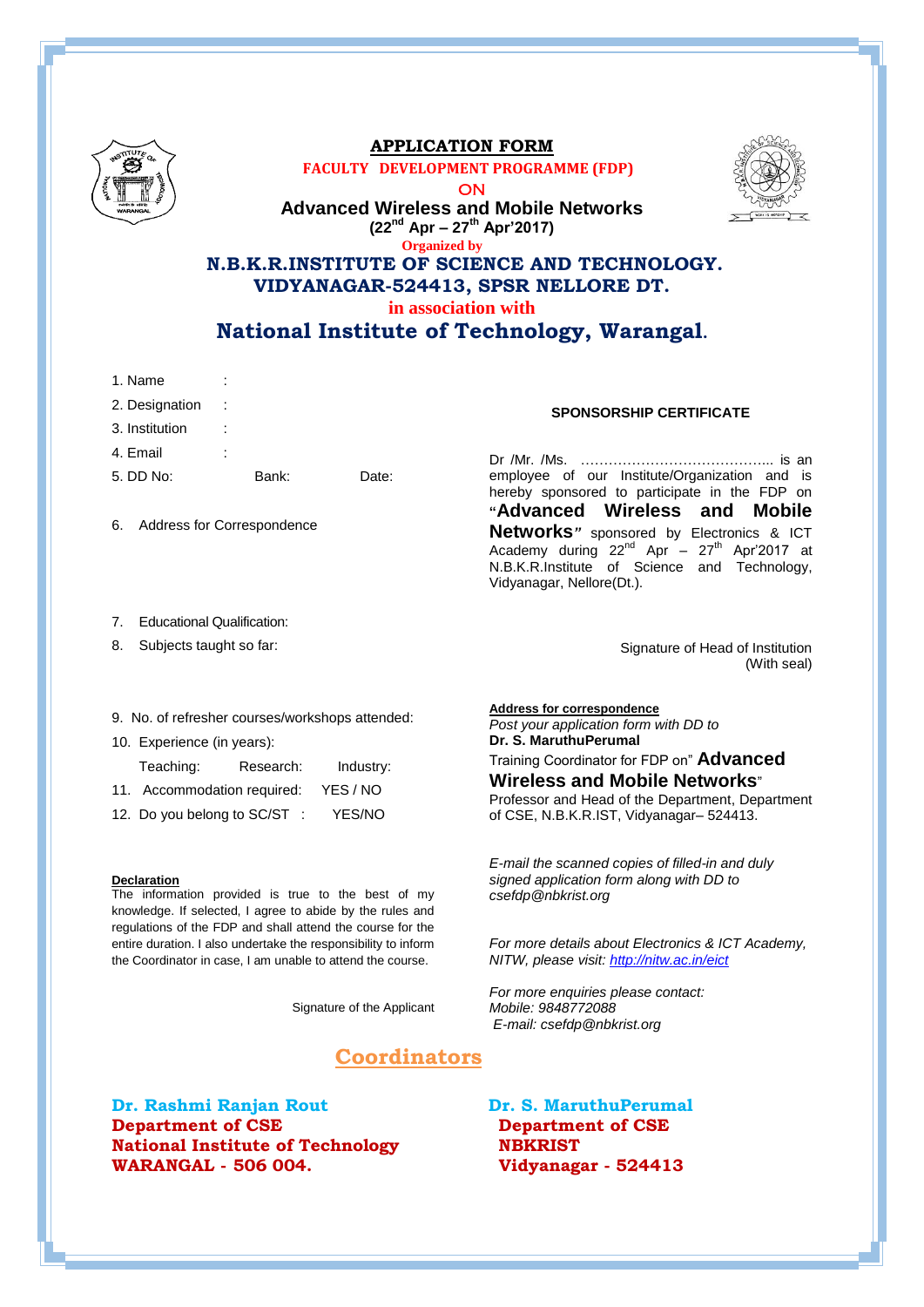# APPLICATION FORM

**FACULTY DEVELOPMENT PROGRAMME (FDP)**

ON

## Advanced Wireless and Mobile Networks

**(22nd Apr – 27th Apr'2017)**

**Organized by**

## N.B.K.R.INSTITUTE OF SCIENCE AND TECHNOLOGY. VIDYANAGAR-524413, SPSR NELLORE DT.

**in association with**

## National Institute of Technology, Warangal.

1. Name :
2. Designation :
3. Institution :
4. Email :
5. DD No: Bank: Date:
6. Address for Correspondence
7. Educational Qualification:
8. Subjects taught so far:
9. No. of refresher courses/workshops attended:
10. Experience (in years):
    Teaching: Research: Industry:
11. Accommodation required: YES / NO
12. Do you belong to SC/ST : YES/NO

**Declaration**

The information provided is true to the best of my knowledge. If selected, I agree to abide by the rules and regulations of the FDP and shall attend the course for the entire duration. I also undertake the responsibility to inform the Coordinator in case, I am unable to attend the course.

Signature of the Applicant

### SPONSORSHIP CERTIFICATE

Dr /Mr. /Ms. …………………………………... is an employee of our Institute/Organization and is hereby sponsored to participate in the FDP on "**Advanced Wireless and Mobile Networks**" sponsored by Electronics & ICT Academy during 22nd Apr – 27th Apr'2017 at N.B.K.R.Institute of Science and Technology, Vidyanagar, Nellore(Dt.).

Signature of Head of Institution
(With seal)

**Address for correspondence**

*Post your application form with DD to*
**Dr. S. MaruthuPerumal**
Training Coordinator for FDP on" **Advanced Wireless and Mobile Networks**"
Professor and Head of the Department, Department of CSE, N.B.K.R.IST, Vidyanagar– 524413.

*E-mail the scanned copies of filled-in and duly signed application form along with DD to csefdp@nbkrist.org*

*For more details about Electronics & ICT Academy, NITW, please visit: http://nitw.ac.in/eict*

*For more enquiries please contact:*
*Mobile: 9848772088*
*E-mail: csefdp@nbkrist.org*

## Coordinators

**Dr. Rashmi Ranjan Rout**
**Department of CSE**
**National Institute of Technology**
**WARANGAL - 506 004.**

**Dr. S. MaruthuPerumal**
**Department of CSE**
**NBKRIST**
**Vidyanagar - 524413**